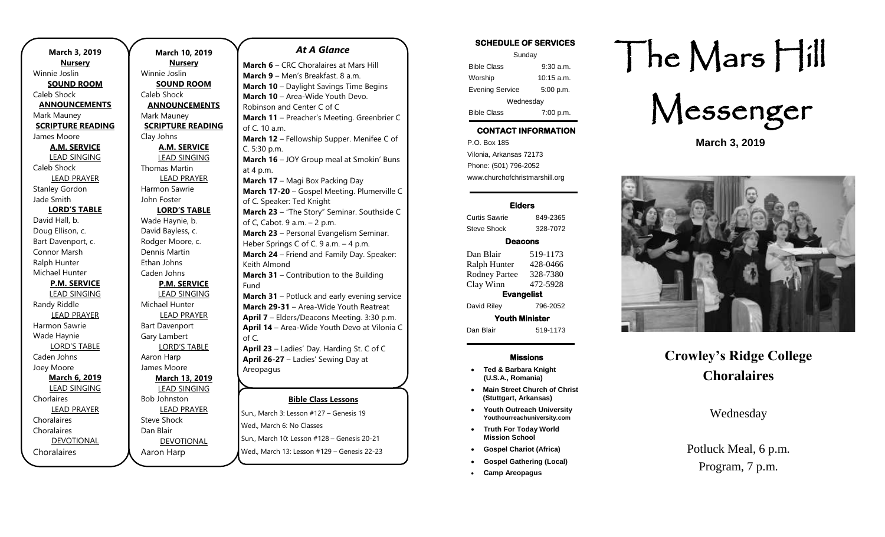**March 3, 2019**

**Nursery**

Winnie Joslin

**SOUND ROOM**

Caleb Shock

**ANNOUNCEMENTS**

Mark Mauney

**SCRIPTURE READING**

James Moore

**A.M. SERVICE**

LEAD SINGING

Caleb Shock

LEAD PRAYER

Stanley Gordon

Jade Smith

**LORD'S TABLE**

David Hall, b.

Doug Ellison, c.

Bart Davenport, c.

Connor Marsh

Ralph Hunter

Michael Hunter

**P.M. SERVICE**

LEAD SINGING

Randy Riddle

LEAD PRAYER

Harmon Sawrie

Wade Haynie

LORD'S TABLE

Caden Johns

Joey Moore

**March 6, 2019**

LEAD SINGING

Chorlaires

LEAD PRAYER

Choralaires

Choralaires

DEVOTIONAL

Choralaires

**March 10, 2019**

**Nursery**

Winnie Joslin

**SOUND ROOM**

Caleb Shock

**ANNOUNCEMENTS**

Mark Mauney

**SCRIPTURE READING**

Clay Johns

**A.M. SERVICE**

LEAD SINGING

Thomas Martin

LEAD PRAYER

Harmon Sawrie

John Foster

**LORD'S TABLE**

Wade Haynie, b.

David Bayless, c.

Rodger Moore, c.

Dennis Martin

Ethan Johns

Caden Johns

**P.M. SERVICE**

LEAD SINGING

Michael Hunter

LEAD PRAYER

Bart Davenport

Gary Lambert

LORD'S TABLE

Aaron Harp

James Moore

**March 13, 2019**

LEAD SINGING

Bob Johnston

LEAD PRAYER

Steve Shock

Dan Blair

DEVOTIONAL

Aaron Harp

## *At A Glance*

**March 6** – CRC Choralaires at Mars Hill
**March 9** – Men's Breakfast. 8 a.m.
**March 10** – Daylight Savings Time Begins
**March 10** – Area-Wide Youth Devo. Robinson and Center C of C
**March 11** – Preacher's Meeting. Greenbrier C of C. 10 a.m.
**March 12** – Fellowship Supper. Menifee C of C. 5:30 p.m.
**March 16** – JOY Group meal at Smokin' Buns at 4 p.m.
**March 17** – Magi Box Packing Day
**March 17-20** – Gospel Meeting. Plumerville C of C. Speaker: Ted Knight
**March 23** – "The Story" Seminar. Southside C of C, Cabot. 9 a.m. – 2 p.m.
**March 23** – Personal Evangelism Seminar. Heber Springs C of C. 9 a.m. – 4 p.m.
**March 24** – Friend and Family Day. Speaker: Keith Almond
**March 31** – Contribution to the Building Fund
**March 31** – Potluck and early evening service
**March 29-31** – Area-Wide Youth Reatreat
**April 7** – Elders/Deacons Meeting. 3:30 p.m.
**April 14** – Area-Wide Youth Devo at Vilonia C of C.
**April 23** – Ladies' Day. Harding St. C of C
**April 26-27** – Ladies' Sewing Day at Areopagus

**Bible Class Lessons**

Sun., March 3: Lesson #127 – Genesis 19
Wed., March 6: No Classes
Sun., March 10: Lesson #128 – Genesis 20-21
Wed., March 13: Lesson #129 – Genesis 22-23

**SCHEDULE OF SERVICES**

Sunday

| | |
|---|---|
| Bible Class | 9:30 a.m. |
| Worship | 10:15 a.m. |
| Evening Service | 5:00 p.m. |

Wednesday

| | |
|---|---|
| Bible Class | 7:00 p.m. |

**CONTACT INFORMATION**

P.O. Box 185
Vilonia, Arkansas 72173
Phone: (501) 796-2052
www.churchofchristmarshill.org

**Elders**

| | |
|---|---|
| Curtis Sawrie | 849-2365 |
| Steve Shock | 328-7072 |

**Deacons**

| | |
|---|---|
| Dan Blair | 519-1173 |
| Ralph Hunter | 428-0466 |
| Rodney Partee | 328-7380 |
| Clay Winn | 472-5928 |

**Evangelist**

| | |
|---|---|
| David Riley | 796-2052 |

**Youth Minister**

| | |
|---|---|
| Dan Blair | 519-1173 |

**Missions**

- **Ted & Barbara Knight (U.S.A., Romania)**
- **Main Street Church of Christ (Stuttgart, Arkansas)**
- **Youth Outreach University Youthourreachuniversity.com**
- **Truth For Today World Mission School**
- **Gospel Chariot (Africa)**
- **Gospel Gathering (Local)**
- **Camp Areopagus**

# The Mars Hill Messenger

**March 3, 2019**

## Crowley's Ridge College Choralaires

Wednesday

Potluck Meal, 6 p.m.
Program, 7 p.m.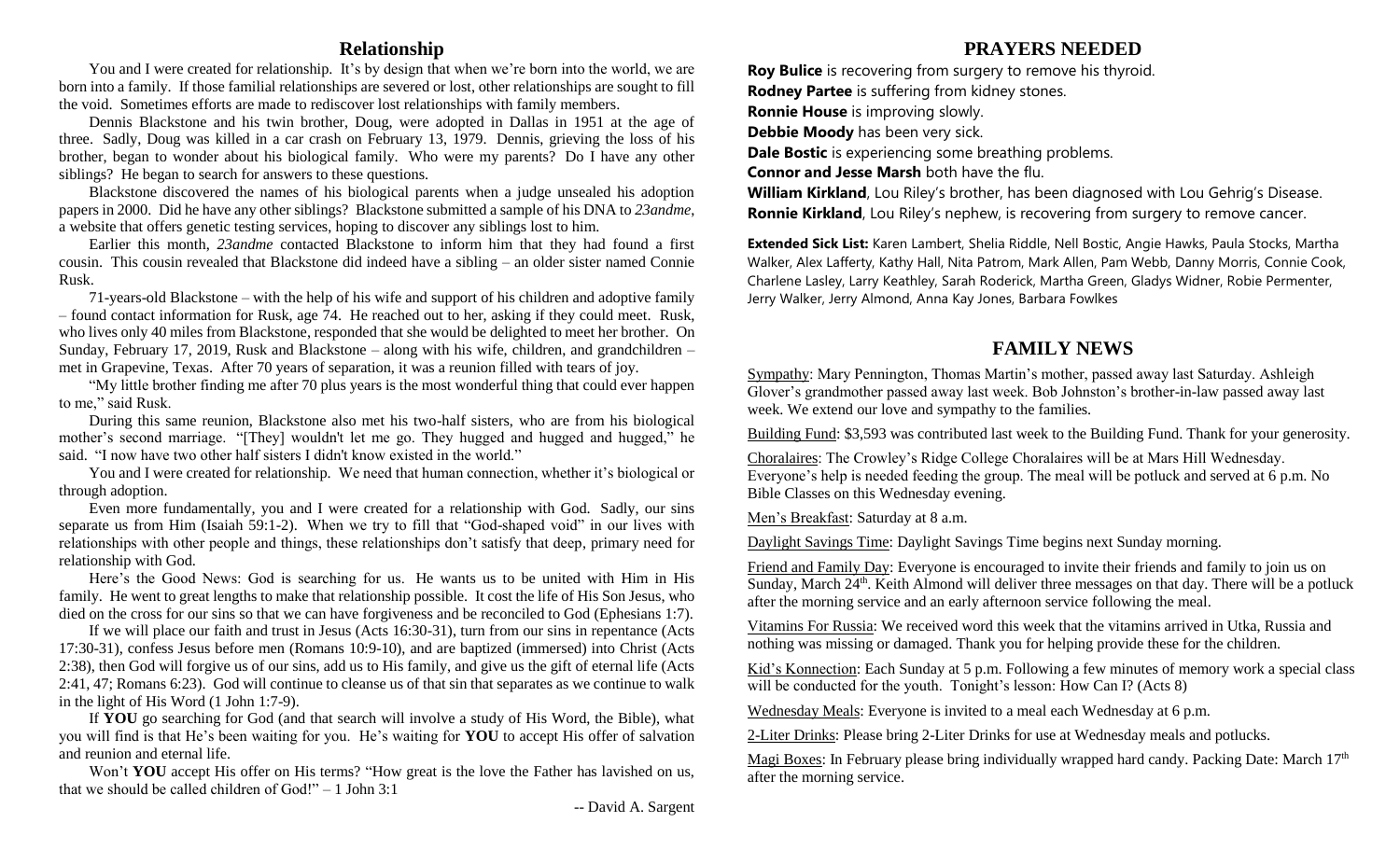## Relationship

You and I were created for relationship. It's by design that when we're born into the world, we are born into a family. If those familial relationships are severed or lost, other relationships are sought to fill the void. Sometimes efforts are made to rediscover lost relationships with family members.

Dennis Blackstone and his twin brother, Doug, were adopted in Dallas in 1951 at the age of three. Sadly, Doug was killed in a car crash on February 13, 1979. Dennis, grieving the loss of his brother, began to wonder about his biological family. Who were my parents? Do I have any other siblings? He began to search for answers to these questions.

Blackstone discovered the names of his biological parents when a judge unsealed his adoption papers in 2000. Did he have any other siblings? Blackstone submitted a sample of his DNA to *23andme*, a website that offers genetic testing services, hoping to discover any siblings lost to him.

Earlier this month, *23andme* contacted Blackstone to inform him that they had found a first cousin. This cousin revealed that Blackstone did indeed have a sibling – an older sister named Connie Rusk.

71-years-old Blackstone – with the help of his wife and support of his children and adoptive family – found contact information for Rusk, age 74. He reached out to her, asking if they could meet. Rusk, who lives only 40 miles from Blackstone, responded that she would be delighted to meet her brother. On Sunday, February 17, 2019, Rusk and Blackstone – along with his wife, children, and grandchildren – met in Grapevine, Texas. After 70 years of separation, it was a reunion filled with tears of joy.

"My little brother finding me after 70 plus years is the most wonderful thing that could ever happen to me," said Rusk.

During this same reunion, Blackstone also met his two-half sisters, who are from his biological mother's second marriage. "[They] wouldn't let me go. They hugged and hugged and hugged," he said. "I now have two other half sisters I didn't know existed in the world."

You and I were created for relationship. We need that human connection, whether it's biological or through adoption.

Even more fundamentally, you and I were created for a relationship with God. Sadly, our sins separate us from Him (Isaiah 59:1-2). When we try to fill that "God-shaped void" in our lives with relationships with other people and things, these relationships don't satisfy that deep, primary need for relationship with God.

Here's the Good News: God is searching for us. He wants us to be united with Him in His family. He went to great lengths to make that relationship possible. It cost the life of His Son Jesus, who died on the cross for our sins so that we can have forgiveness and be reconciled to God (Ephesians 1:7).

If we will place our faith and trust in Jesus (Acts 16:30-31), turn from our sins in repentance (Acts 17:30-31), confess Jesus before men (Romans 10:9-10), and are baptized (immersed) into Christ (Acts 2:38), then God will forgive us of our sins, add us to His family, and give us the gift of eternal life (Acts 2:41, 47; Romans 6:23). God will continue to cleanse us of that sin that separates as we continue to walk in the light of His Word (1 John 1:7-9).

If **YOU** go searching for God (and that search will involve a study of His Word, the Bible), what you will find is that He's been waiting for you. He's waiting for **YOU** to accept His offer of salvation and reunion and eternal life.

Won't **YOU** accept His offer on His terms? "How great is the love the Father has lavished on us, that we should be called children of God!" – 1 John 3:1

-- David A. Sargent

## PRAYERS NEEDED

**Roy Bulice** is recovering from surgery to remove his thyroid.
**Rodney Partee** is suffering from kidney stones.
**Ronnie House** is improving slowly.
**Debbie Moody** has been very sick.
**Dale Bostic** is experiencing some breathing problems.
**Connor and Jesse Marsh** both have the flu.
**William Kirkland**, Lou Riley's brother, has been diagnosed with Lou Gehrig's Disease.
**Ronnie Kirkland**, Lou Riley's nephew, is recovering from surgery to remove cancer.

**Extended Sick List:** Karen Lambert, Shelia Riddle, Nell Bostic, Angie Hawks, Paula Stocks, Martha Walker, Alex Lafferty, Kathy Hall, Nita Patrom, Mark Allen, Pam Webb, Danny Morris, Connie Cook, Charlene Lasley, Larry Keathley, Sarah Roderick, Martha Green, Gladys Widner, Robie Permenter, Jerry Walker, Jerry Almond, Anna Kay Jones, Barbara Fowlkes

## FAMILY NEWS

Sympathy: Mary Pennington, Thomas Martin's mother, passed away last Saturday. Ashleigh Glover's grandmother passed away last week. Bob Johnston's brother-in-law passed away last week. We extend our love and sympathy to the families.

Building Fund: $3,593 was contributed last week to the Building Fund. Thank for your generosity.

Choralaires: The Crowley's Ridge College Choralaires will be at Mars Hill Wednesday. Everyone's help is needed feeding the group. The meal will be potluck and served at 6 p.m. No Bible Classes on this Wednesday evening.

Men's Breakfast: Saturday at 8 a.m.

Daylight Savings Time: Daylight Savings Time begins next Sunday morning.

Friend and Family Day: Everyone is encouraged to invite their friends and family to join us on Sunday, March 24th. Keith Almond will deliver three messages on that day. There will be a potluck after the morning service and an early afternoon service following the meal.

Vitamins For Russia: We received word this week that the vitamins arrived in Utka, Russia and nothing was missing or damaged. Thank you for helping provide these for the children.

Kid's Konnection: Each Sunday at 5 p.m. Following a few minutes of memory work a special class will be conducted for the youth. Tonight's lesson: How Can I? (Acts 8)

Wednesday Meals: Everyone is invited to a meal each Wednesday at 6 p.m.

2-Liter Drinks: Please bring 2-Liter Drinks for use at Wednesday meals and potlucks.

Magi Boxes: In February please bring individually wrapped hard candy. Packing Date: March 17th after the morning service.